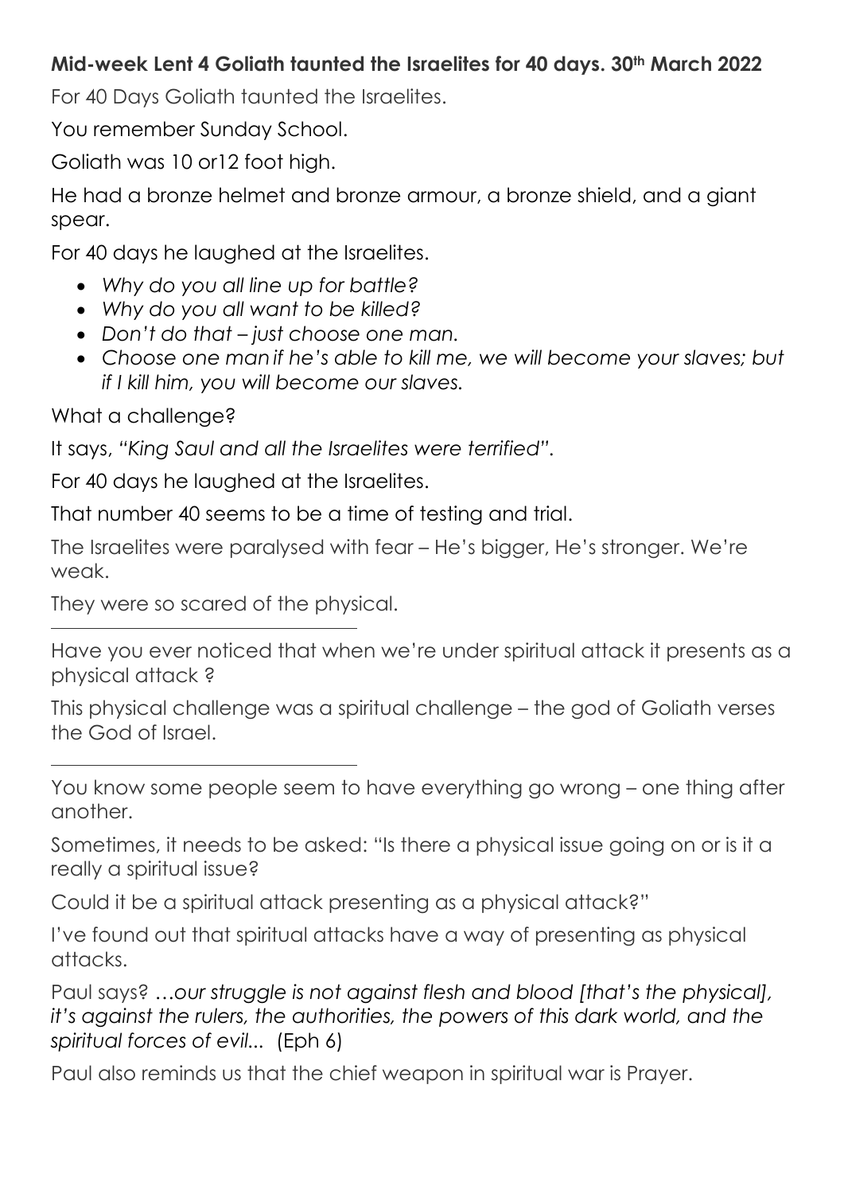**Mid-week Lent 4 Goliath taunted the Israelites for 40 days. 30th March 2022**

For 40 Days Goliath taunted the Israelites.

You remember Sunday School.

Goliath was 10 or12 foot high.

He had a bronze helmet and bronze armour, a bronze shield, and a giant spear.

For 40 days he laughed at the Israelites.

- *Why do you all line up for battle?*
- *Why do you all want to be killed?*
- *Don't do that – just choose one man.*
- *Choose one man if he's able to kill me, we will become your slaves; but if I kill him, you will become our slaves.*

What a challenge?

It says, "*King Saul and all the Israelites were terrified*".

For 40 days he laughed at the Israelites.

That number 40 seems to be a time of testing and trial.

The Israelites were paralysed with fear – He's bigger, He's stronger. We're weak.

They were so scared of the physical.

---

Have you ever noticed that when we're under spiritual attack it presents as a physical attack ?

This physical challenge was a spiritual challenge – the god of Goliath verses the God of Israel.

---

You know some people seem to have everything go wrong – one thing after another.

Sometimes, it needs to be asked: "Is there a physical issue going on or is it a really a spiritual issue?

Could it be a spiritual attack presenting as a physical attack?"

I've found out that spiritual attacks have a way of presenting as physical attacks.

Paul says? *…our struggle is not against flesh and blood [that's the physical], it's against the rulers, the authorities, the powers of this dark world, and the spiritual forces of evil...* (Eph 6)

Paul also reminds us that the chief weapon in spiritual war is Prayer.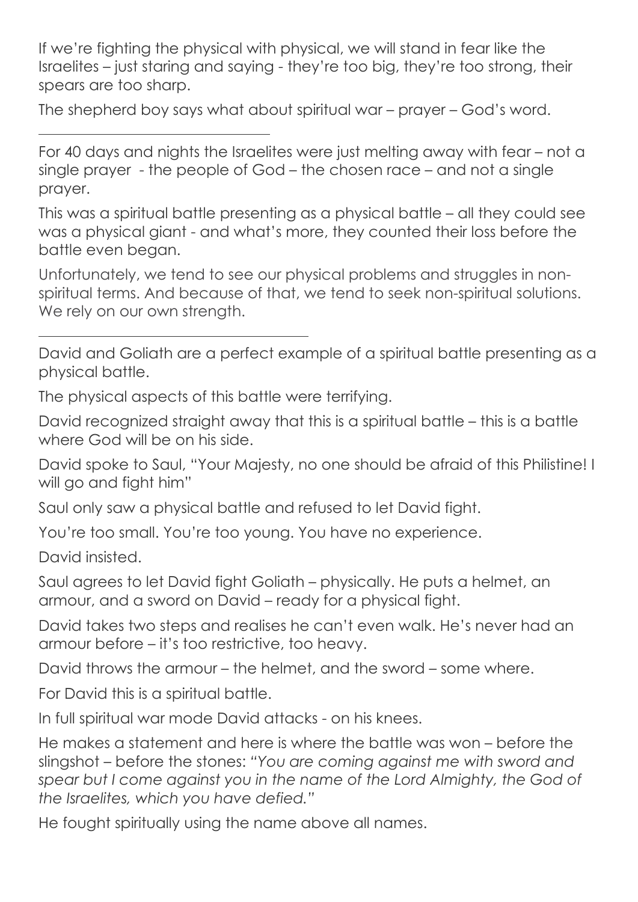If we're fighting the physical with physical, we will stand in fear like the Israelites – just staring and saying - they're too big, they're too strong, their spears are too sharp.

The shepherd boy says what about spiritual war – prayer – God's word.

---

For 40 days and nights the Israelites were just melting away with fear – not a single prayer - the people of God – the chosen race – and not a single prayer.

This was a spiritual battle presenting as a physical battle – all they could see was a physical giant - and what's more, they counted their loss before the battle even began.

Unfortunately, we tend to see our physical problems and struggles in non-spiritual terms. And because of that, we tend to seek non-spiritual solutions. We rely on our own strength.

---

David and Goliath are a perfect example of a spiritual battle presenting as a physical battle.

The physical aspects of this battle were terrifying.

David recognized straight away that this is a spiritual battle – this is a battle where God will be on his side.

David spoke to Saul, "Your Majesty, no one should be afraid of this Philistine! I will go and fight him"

Saul only saw a physical battle and refused to let David fight.

You're too small. You're too young. You have no experience.

David insisted.

Saul agrees to let David fight Goliath – physically. He puts a helmet, an armour, and a sword on David – ready for a physical fight.

David takes two steps and realises he can't even walk. He's never had an armour before – it's too restrictive, too heavy.

David throws the armour – the helmet, and the sword – some where.

For David this is a spiritual battle.

In full spiritual war mode David attacks - on his knees.

He makes a statement and here is where the battle was won – before the slingshot – before the stones: *"You are coming against me with sword and spear but I come against you in the name of the Lord Almighty, the God of the Israelites, which you have defied."*

He fought spiritually using the name above all names.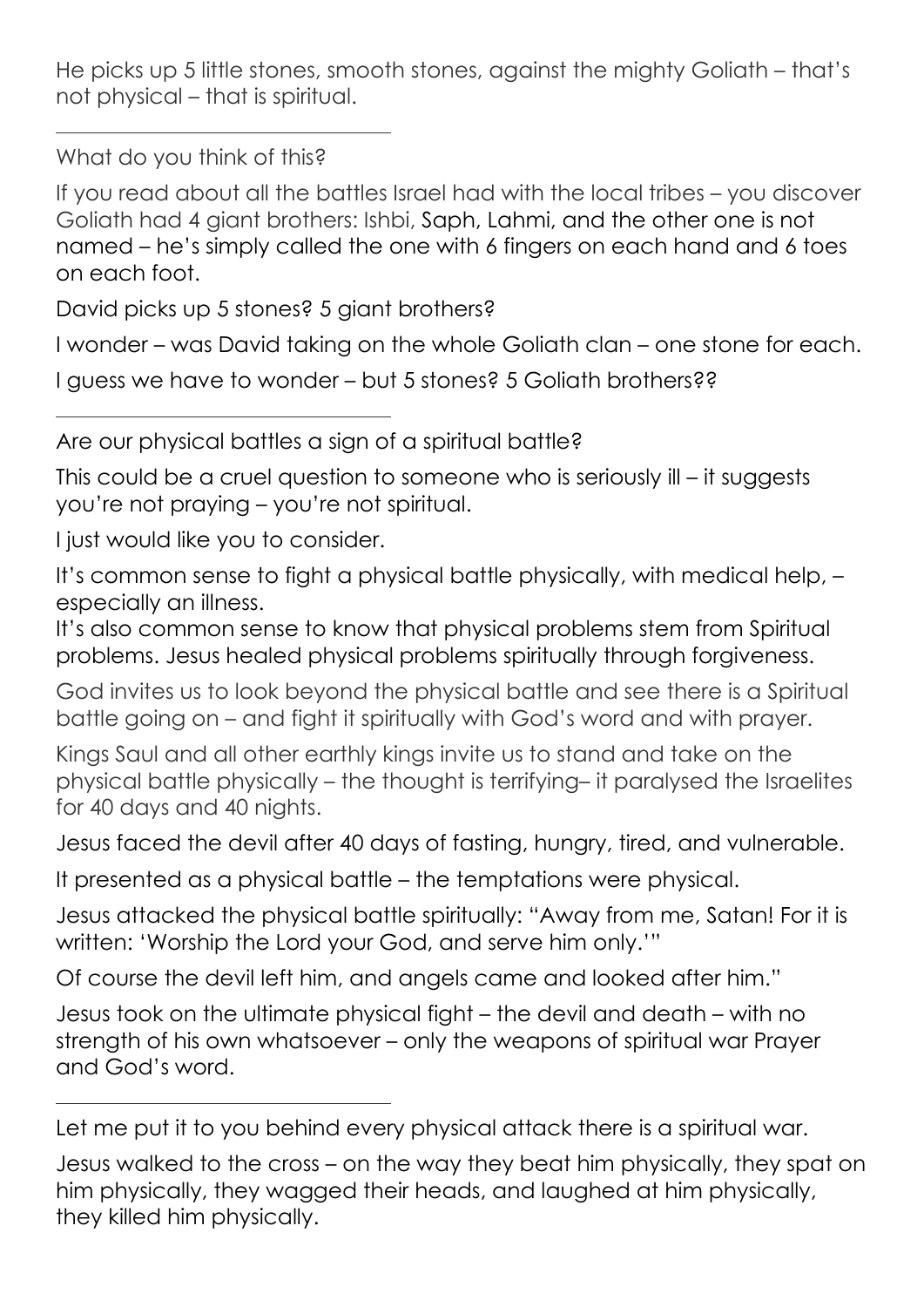He picks up 5 little stones, smooth stones, against the mighty Goliath – that's not physical – that is spiritual.

---

What do you think of this?

If you read about all the battles Israel had with the local tribes – you discover Goliath had 4 giant brothers: Ishbi, Saph, Lahmi, and the other one is not named – he's simply called the one with 6 fingers on each hand and 6 toes on each foot.

David picks up 5 stones? 5 giant brothers?

I wonder – was David taking on the whole Goliath clan – one stone for each.

I guess we have to wonder – but 5 stones? 5 Goliath brothers??

---

Are our physical battles a sign of a spiritual battle?

This could be a cruel question to someone who is seriously ill – it suggests you're not praying – you're not spiritual.

I just would like you to consider.

It's common sense to fight a physical battle physically, with medical help, – especially an illness.
It's also common sense to know that physical problems stem from Spiritual problems. Jesus healed physical problems spiritually through forgiveness.

God invites us to look beyond the physical battle and see there is a Spiritual battle going on – and fight it spiritually with God's word and with prayer.

Kings Saul and all other earthly kings invite us to stand and take on the physical battle physically – the thought is terrifying– it paralysed the Israelites for 40 days and 40 nights.

Jesus faced the devil after 40 days of fasting, hungry, tired, and vulnerable.

It presented as a physical battle – the temptations were physical.

Jesus attacked the physical battle spiritually: "Away from me, Satan! For it is written: 'Worship the Lord your God, and serve him only.'"

Of course the devil left him, and angels came and looked after him."

Jesus took on the ultimate physical fight – the devil and death – with no strength of his own whatsoever – only the weapons of spiritual war Prayer and God's word.

---

Let me put it to you behind every physical attack there is a spiritual war.

Jesus walked to the cross – on the way they beat him physically, they spat on him physically, they wagged their heads, and laughed at him physically, they killed him physically.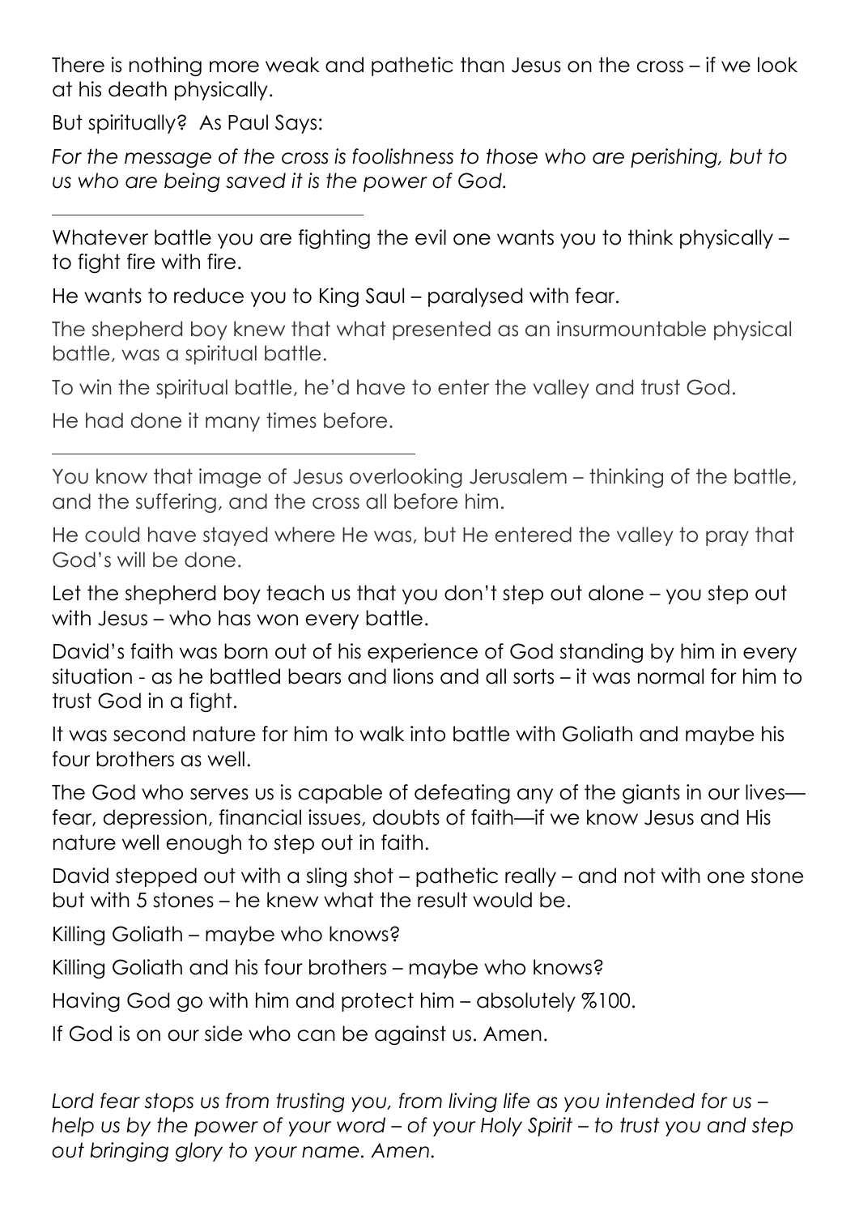There is nothing more weak and pathetic than Jesus on the cross – if we look at his death physically.

But spiritually? As Paul Says:

*For the message of the cross is foolishness to those who are perishing, but to us who are being saved it is the power of God.*

---

Whatever battle you are fighting the evil one wants you to think physically – to fight fire with fire.

He wants to reduce you to King Saul – paralysed with fear.

The shepherd boy knew that what presented as an insurmountable physical battle, was a spiritual battle.

To win the spiritual battle, he'd have to enter the valley and trust God.

He had done it many times before.

---

You know that image of Jesus overlooking Jerusalem – thinking of the battle, and the suffering, and the cross all before him.

He could have stayed where He was, but He entered the valley to pray that God's will be done.

Let the shepherd boy teach us that you don't step out alone – you step out with Jesus – who has won every battle.

David's faith was born out of his experience of God standing by him in every situation - as he battled bears and lions and all sorts – it was normal for him to trust God in a fight.

It was second nature for him to walk into battle with Goliath and maybe his four brothers as well.

The God who serves us is capable of defeating any of the giants in our lives—fear, depression, financial issues, doubts of faith—if we know Jesus and His nature well enough to step out in faith.

David stepped out with a sling shot – pathetic really – and not with one stone but with 5 stones – he knew what the result would be.

Killing Goliath – maybe who knows?

Killing Goliath and his four brothers – maybe who knows?

Having God go with him and protect him – absolutely %100.

If God is on our side who can be against us. Amen.

*Lord fear stops us from trusting you, from living life as you intended for us – help us by the power of your word – of your Holy Spirit – to trust you and step out bringing glory to your name. Amen.*